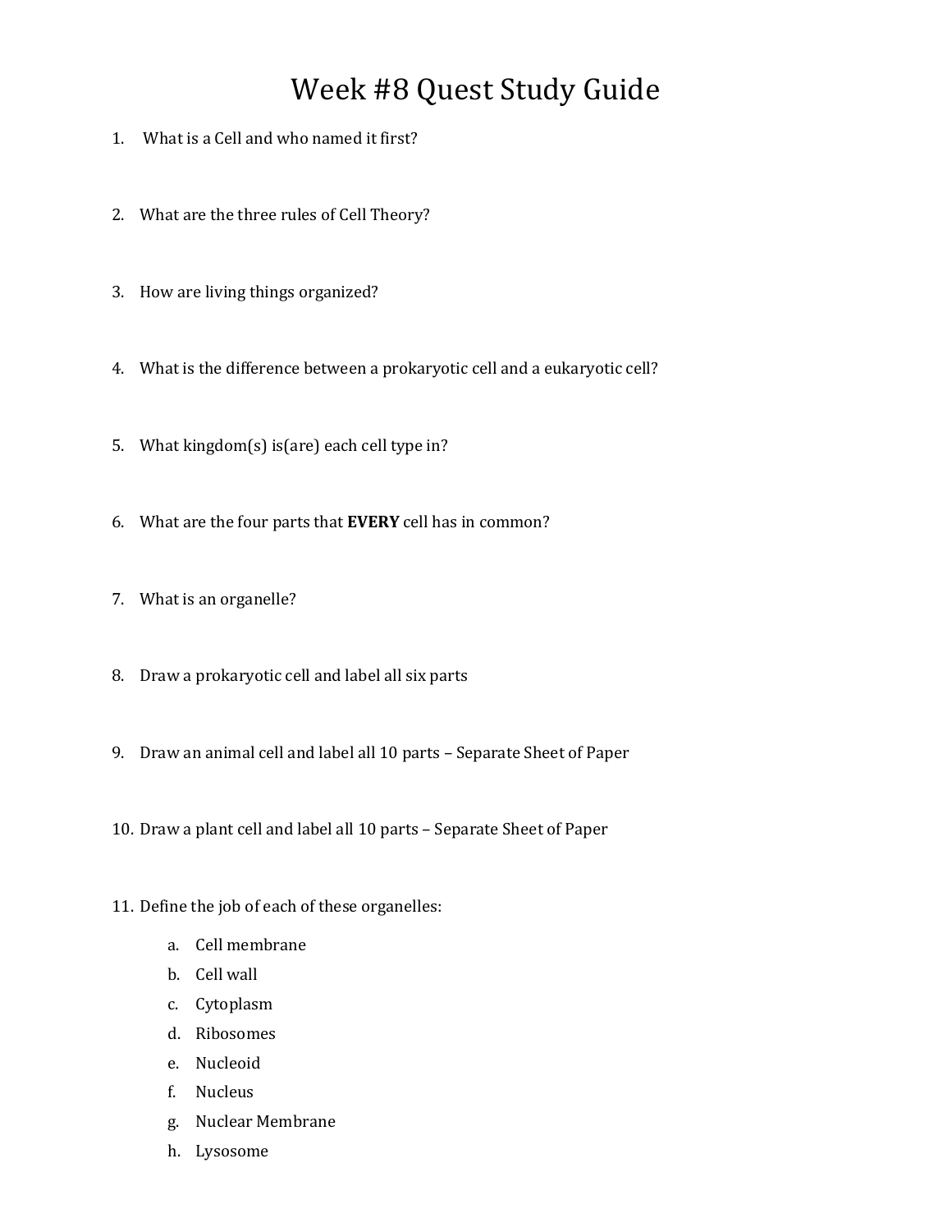# Week #8 Quest Study Guide

1. What is a Cell and who named it first?

2. What are the three rules of Cell Theory?

3. How are living things organized?

4. What is the difference between a prokaryotic cell and a eukaryotic cell?

5. What kingdom(s) is(are) each cell type in?

6. What are the four parts that **EVERY** cell has in common?

7. What is an organelle?

8. Draw a prokaryotic cell and label all six parts

9. Draw an animal cell and label all 10 parts – Separate Sheet of Paper

10. Draw a plant cell and label all 10 parts – Separate Sheet of Paper

11. Define the job of each of these organelles:

    a. Cell membrane
    b. Cell wall
    c. Cytoplasm
    d. Ribosomes
    e. Nucleoid
    f. Nucleus
    g. Nuclear Membrane
    h. Lysosome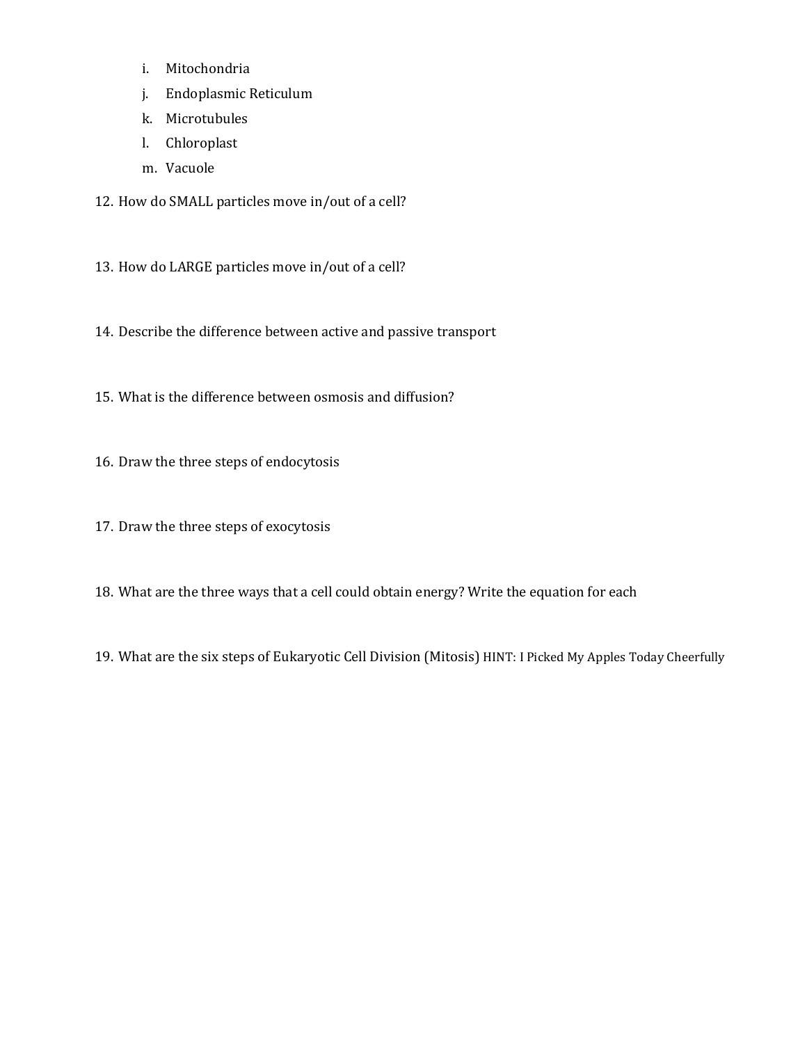i. Mitochondria
j. Endoplasmic Reticulum
k. Microtubules
l. Chloroplast
m. Vacuole

12. How do SMALL particles move in/out of a cell?

13. How do LARGE particles move in/out of a cell?

14. Describe the difference between active and passive transport

15. What is the difference between osmosis and diffusion?

16. Draw the three steps of endocytosis

17. Draw the three steps of exocytosis

18. What are the three ways that a cell could obtain energy? Write the equation for each

19. What are the six steps of Eukaryotic Cell Division (Mitosis) HINT: I Picked My Apples Today Cheerfully